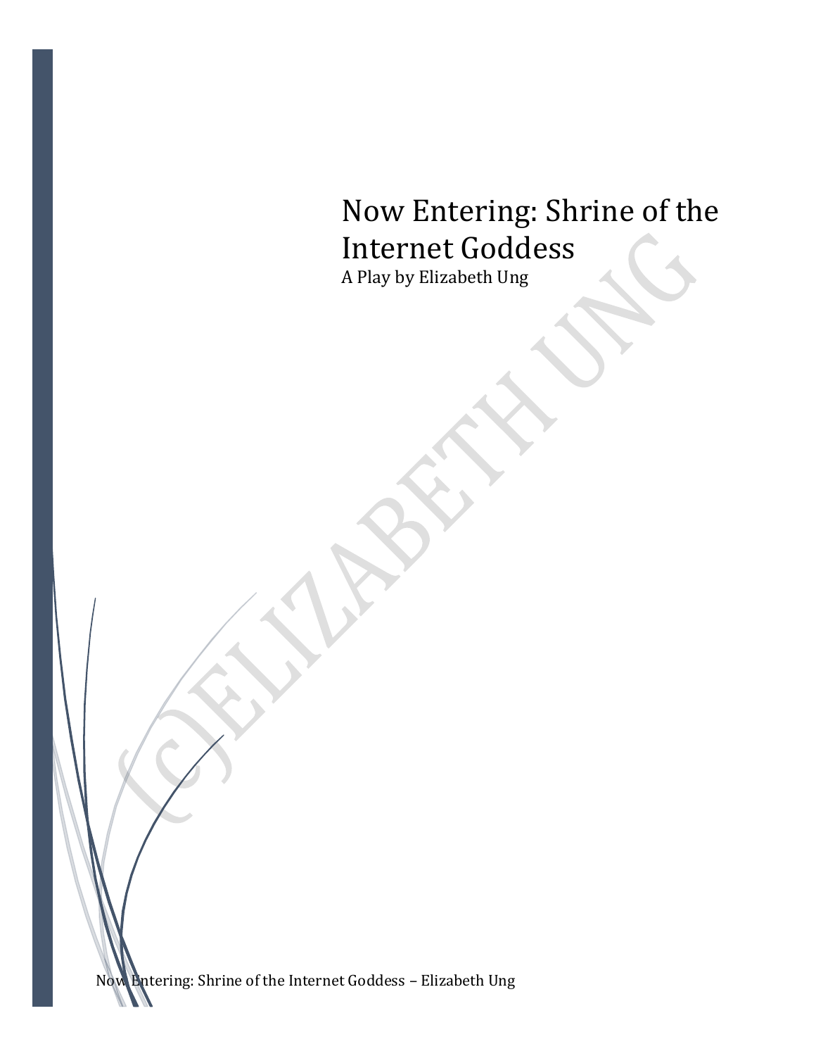# Now Entering: Shrine of the Internet Goddess

A Play by Elizabeth Ung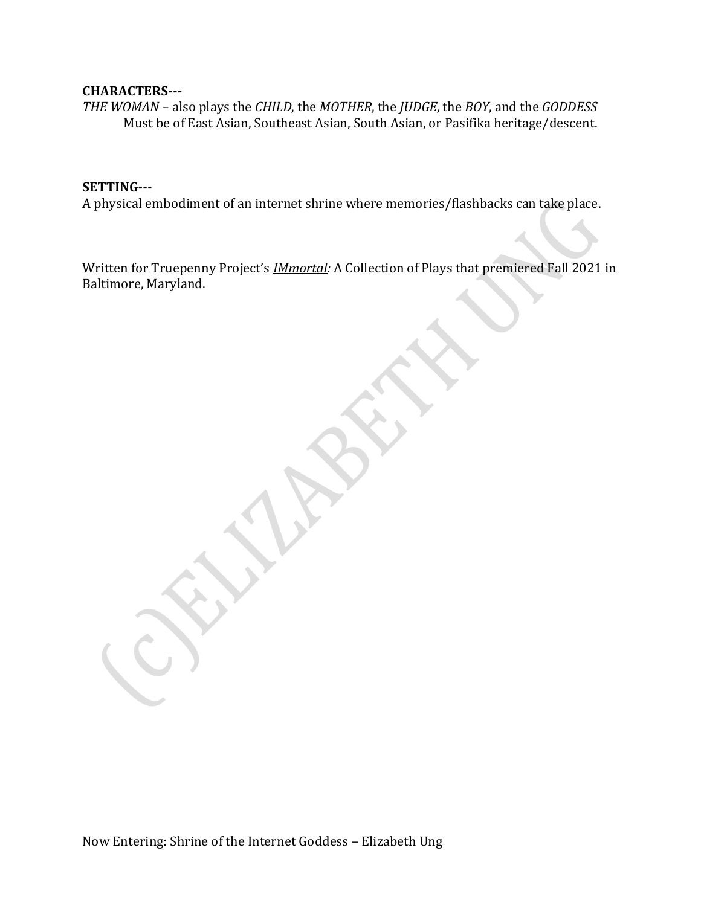**CHARACTERS---**

*THE WOMAN* – also plays the *CHILD*, the *MOTHER*, the *JUDGE*, the *BOY*, and the *GODDESS*
Must be of East Asian, Southeast Asian, South Asian, or Pasifika heritage/descent.

**SETTING---**

A physical embodiment of an internet shrine where memories/flashbacks can take place.

Written for Truepenny Project's ***IMmortal****:* A Collection of Plays that premiered Fall 2021 in Baltimore, Maryland.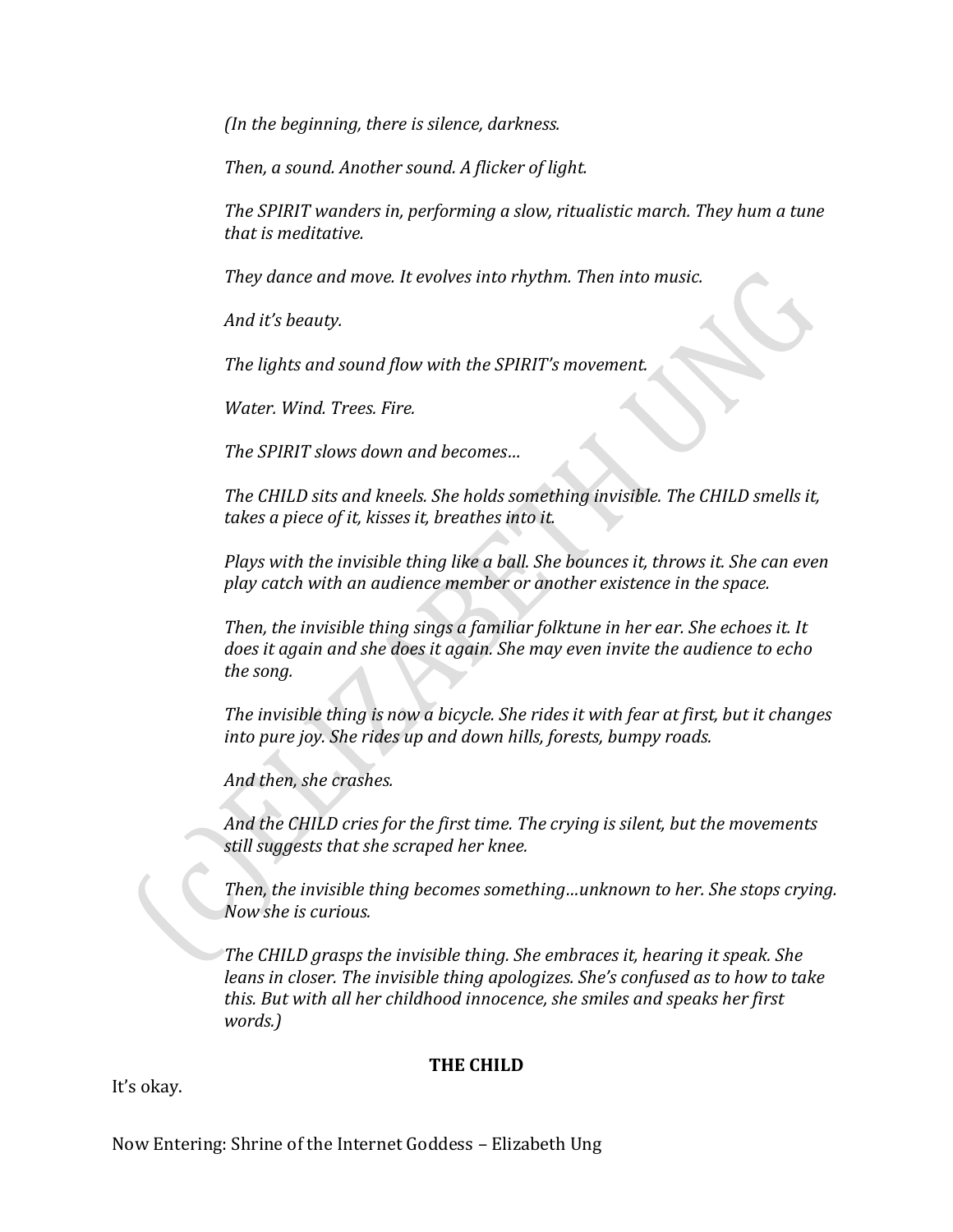*(In the beginning, there is silence, darkness.*

*Then, a sound. Another sound. A flicker of light.*

*The SPIRIT wanders in, performing a slow, ritualistic march. They hum a tune that is meditative.*

*They dance and move. It evolves into rhythm. Then into music.*

*And it's beauty.*

*The lights and sound flow with the SPIRIT's movement.*

*Water. Wind. Trees. Fire.*

*The SPIRIT slows down and becomes…*

*The CHILD sits and kneels. She holds something invisible. The CHILD smells it, takes a piece of it, kisses it, breathes into it.*

*Plays with the invisible thing like a ball. She bounces it, throws it. She can even play catch with an audience member or another existence in the space.*

*Then, the invisible thing sings a familiar folktune in her ear. She echoes it. It does it again and she does it again. She may even invite the audience to echo the song.*

*The invisible thing is now a bicycle. She rides it with fear at first, but it changes into pure joy. She rides up and down hills, forests, bumpy roads.*

*And then, she crashes.*

*And the CHILD cries for the first time. The crying is silent, but the movements still suggests that she scraped her knee.*

*Then, the invisible thing becomes something…unknown to her. She stops crying. Now she is curious.*

*The CHILD grasps the invisible thing. She embraces it, hearing it speak. She leans in closer. The invisible thing apologizes. She's confused as to how to take this. But with all her childhood innocence, she smiles and speaks her first words.)*

**THE CHILD**

It's okay.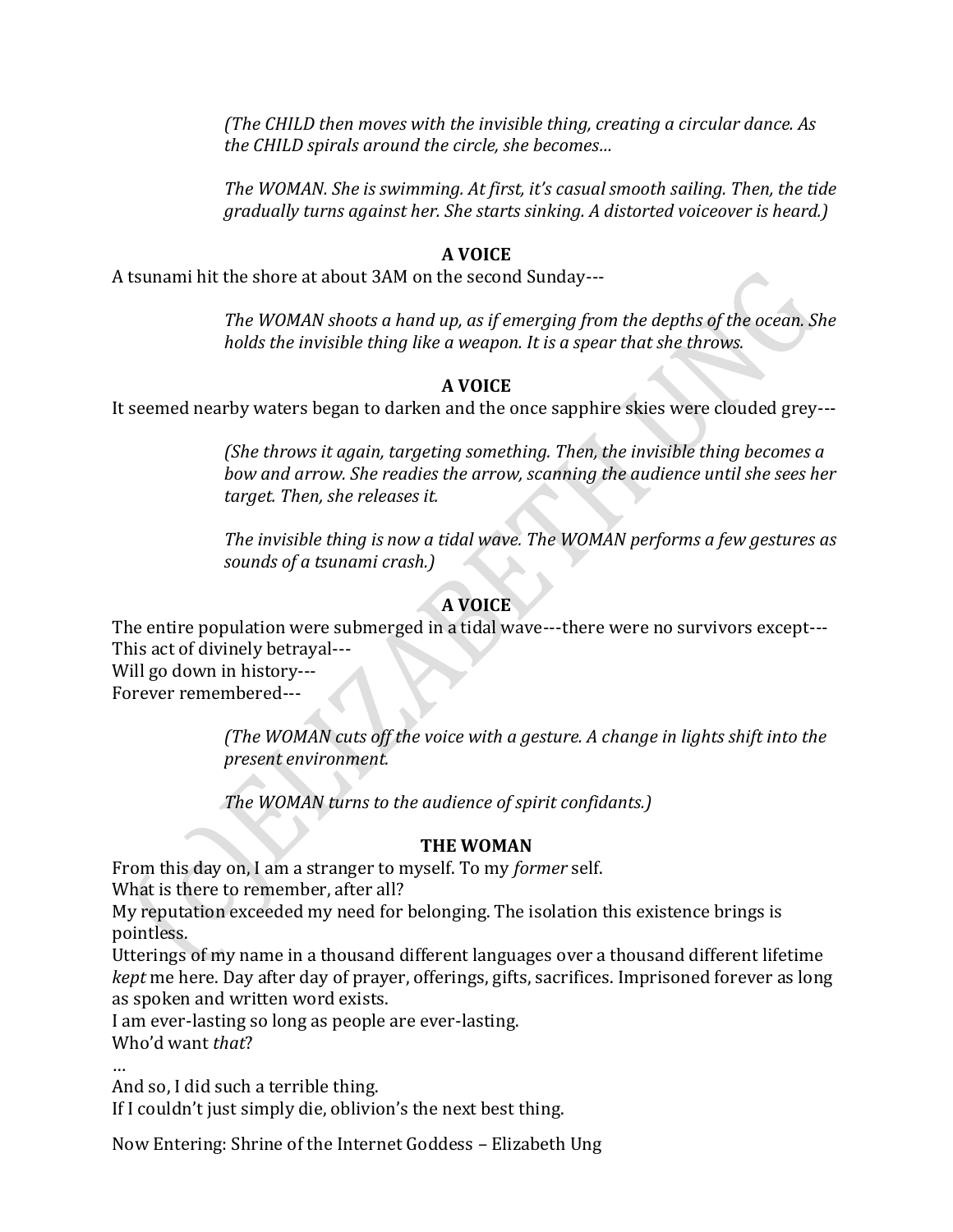*(The CHILD then moves with the invisible thing, creating a circular dance. As the CHILD spirals around the circle, she becomes…*

*The WOMAN. She is swimming. At first, it's casual smooth sailing. Then, the tide gradually turns against her. She starts sinking. A distorted voiceover is heard.)*

**A VOICE**

A tsunami hit the shore at about 3AM on the second Sunday---

*The WOMAN shoots a hand up, as if emerging from the depths of the ocean. She holds the invisible thing like a weapon. It is a spear that she throws.*

**A VOICE**

It seemed nearby waters began to darken and the once sapphire skies were clouded grey---

*(She throws it again, targeting something. Then, the invisible thing becomes a bow and arrow. She readies the arrow, scanning the audience until she sees her target. Then, she releases it.*

*The invisible thing is now a tidal wave. The WOMAN performs a few gestures as sounds of a tsunami crash.)*

**A VOICE**

The entire population were submerged in a tidal wave---there were no survivors except---
This act of divinely betrayal---
Will go down in history---
Forever remembered---

*(The WOMAN cuts off the voice with a gesture. A change in lights shift into the present environment.*

*The WOMAN turns to the audience of spirit confidants.)*

**THE WOMAN**

From this day on, I am a stranger to myself. To my *former* self.
What is there to remember, after all?
My reputation exceeded my need for belonging. The isolation this existence brings is pointless.
Utterings of my name in a thousand different languages over a thousand different lifetime *kept* me here. Day after day of prayer, offerings, gifts, sacrifices. Imprisoned forever as long as spoken and written word exists.
I am ever-lasting so long as people are ever-lasting.
Who'd want *that*?
…
And so, I did such a terrible thing.
If I couldn't just simply die, oblivion's the next best thing.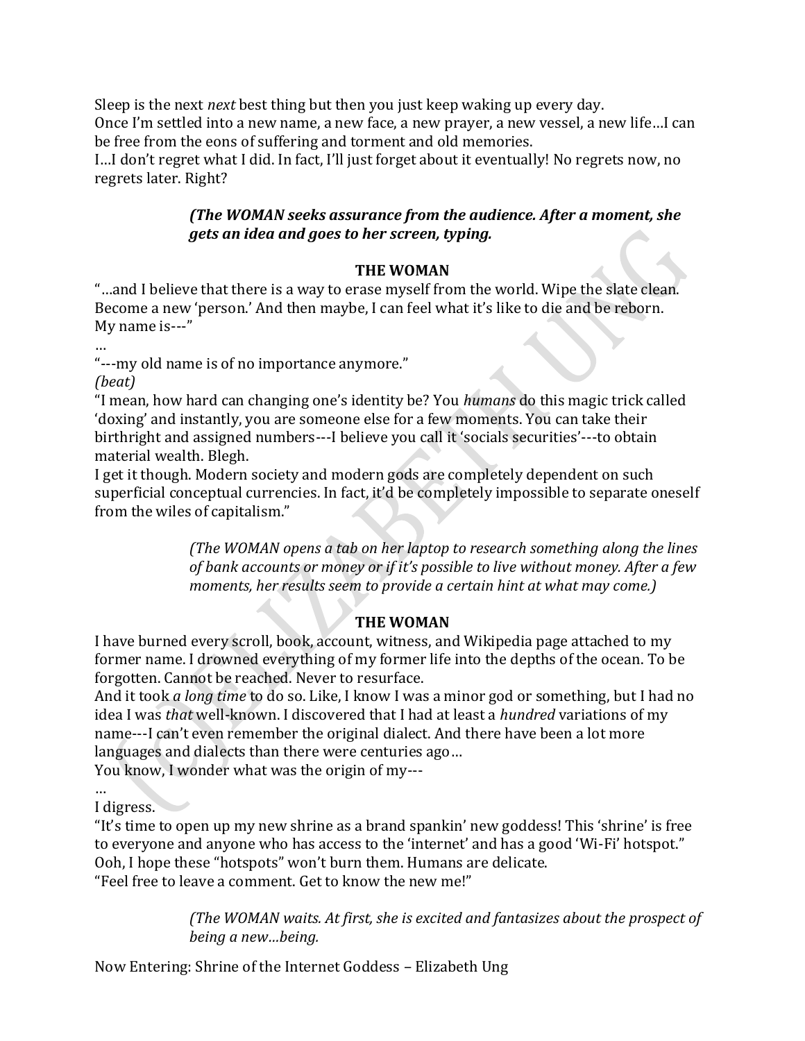Sleep is the next *next* best thing but then you just keep waking up every day.
Once I'm settled into a new name, a new face, a new prayer, a new vessel, a new life…I can be free from the eons of suffering and torment and old memories.
I…I don't regret what I did. In fact, I'll just forget about it eventually! No regrets now, no regrets later. Right?

> ***(The WOMAN seeks assurance from the audience. After a moment, she gets an idea and goes to her screen, typing.***

**THE WOMAN**

"…and I believe that there is a way to erase myself from the world. Wipe the slate clean. Become a new 'person.' And then maybe, I can feel what it's like to die and be reborn. My name is---"
…
"---my old name is of no importance anymore."
*(beat)*
"I mean, how hard can changing one's identity be? You *humans* do this magic trick called 'doxing' and instantly, you are someone else for a few moments. You can take their birthright and assigned numbers---I believe you call it 'socials securities'---to obtain material wealth. Blegh.
I get it though. Modern society and modern gods are completely dependent on such superficial conceptual currencies. In fact, it'd be completely impossible to separate oneself from the wiles of capitalism."

> *(The WOMAN opens a tab on her laptop to research something along the lines of bank accounts or money or if it's possible to live without money. After a few moments, her results seem to provide a certain hint at what may come.)*

**THE WOMAN**

I have burned every scroll, book, account, witness, and Wikipedia page attached to my former name. I drowned everything of my former life into the depths of the ocean. To be forgotten. Cannot be reached. Never to resurface.
And it took *a long time* to do so. Like, I know I was a minor god or something, but I had no idea I was *that* well-known. I discovered that I had at least a *hundred* variations of my name---I can't even remember the original dialect. And there have been a lot more languages and dialects than there were centuries ago…
You know, I wonder what was the origin of my---
…
I digress.
"It's time to open up my new shrine as a brand spankin' new goddess! This 'shrine' is free to everyone and anyone who has access to the 'internet' and has a good 'Wi-Fi' hotspot."
Ooh, I hope these "hotspots" won't burn them. Humans are delicate.
"Feel free to leave a comment. Get to know the new me!"

> *(The WOMAN waits. At first, she is excited and fantasizes about the prospect of being a new…being.*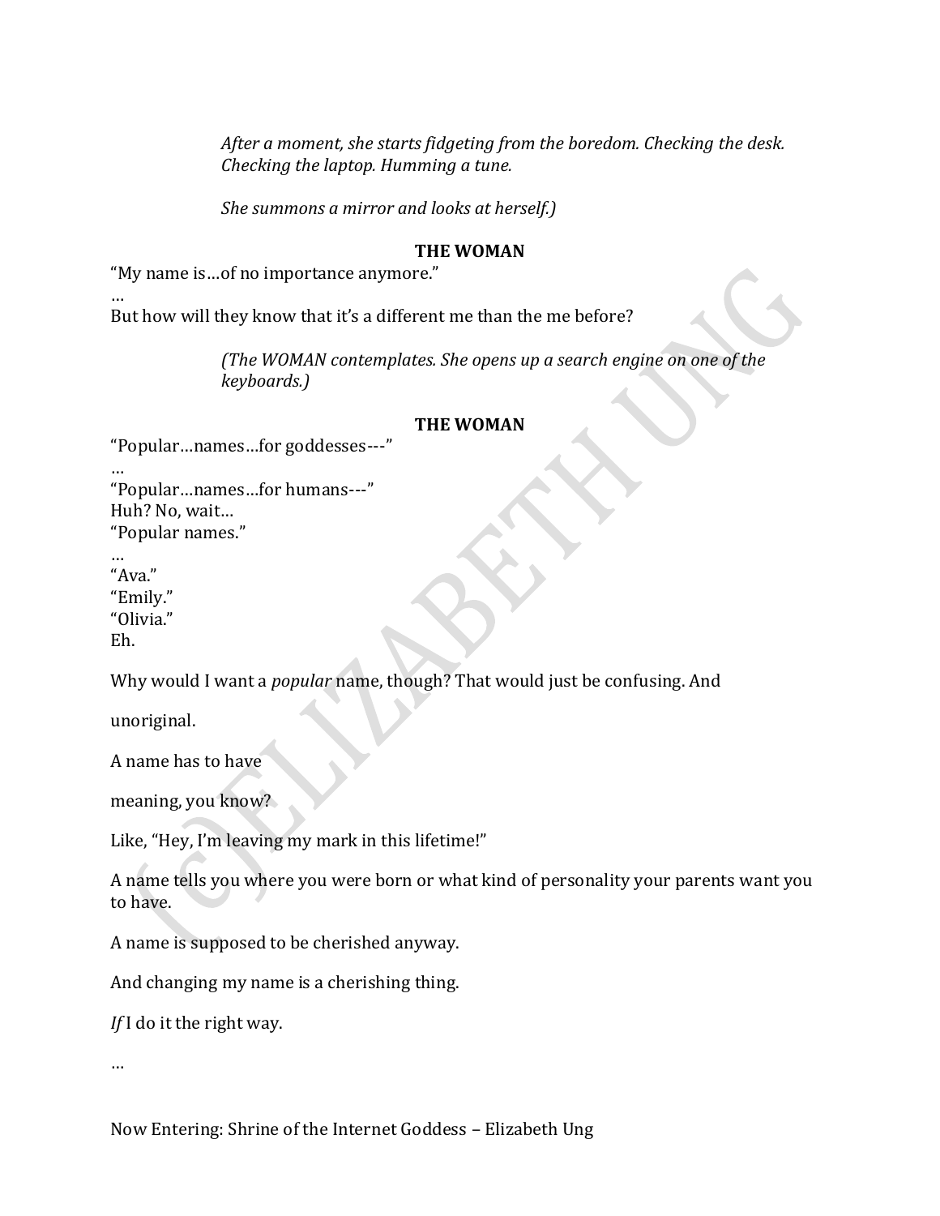*After a moment, she starts fidgeting from the boredom. Checking the desk. Checking the laptop. Humming a tune.*

*She summons a mirror and looks at herself.)*

**THE WOMAN**

"My name is…of no importance anymore."
…
But how will they know that it's a different me than the me before?

*(The WOMAN contemplates. She opens up a search engine on one of the keyboards.)*

**THE WOMAN**

"Popular…names…for goddesses---"
…
"Popular…names…for humans---"
Huh? No, wait…
"Popular names."
…
"Ava."
"Emily."
"Olivia."
Eh.

Why would I want a *popular* name, though? That would just be confusing. And

unoriginal.

A name has to have

meaning, you know?

Like, "Hey, I'm leaving my mark in this lifetime!"

A name tells you where you were born or what kind of personality your parents want you to have.

A name is supposed to be cherished anyway.

And changing my name is a cherishing thing.

*If* I do it the right way.

…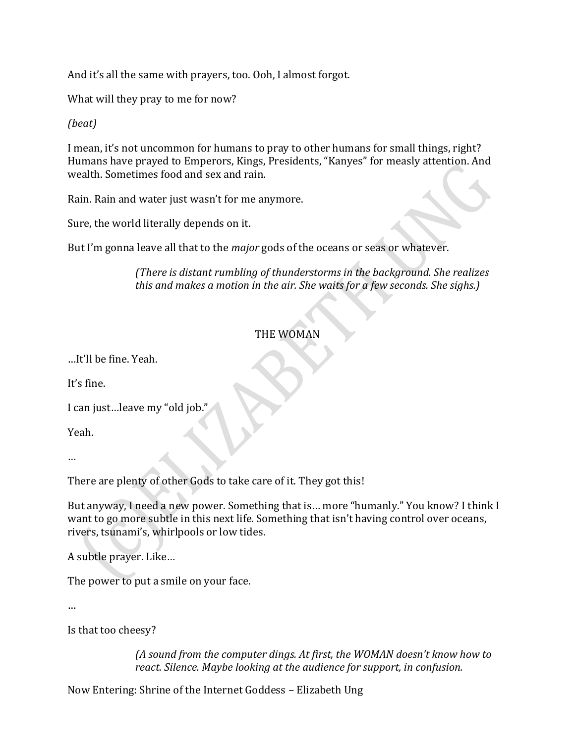And it's all the same with prayers, too. Ooh, I almost forgot.

What will they pray to me for now?

*(beat)*

I mean, it's not uncommon for humans to pray to other humans for small things, right? Humans have prayed to Emperors, Kings, Presidents, "Kanyes" for measly attention. And wealth. Sometimes food and sex and rain.

Rain. Rain and water just wasn't for me anymore.

Sure, the world literally depends on it.

But I'm gonna leave all that to the *major* gods of the oceans or seas or whatever.

> *(There is distant rumbling of thunderstorms in the background. She realizes this and makes a motion in the air. She waits for a few seconds. She sighs.)*

THE WOMAN

…It'll be fine. Yeah.

It's fine.

I can just…leave my "old job."

Yeah.

…

There are plenty of other Gods to take care of it. They got this!

But anyway, I need a new power. Something that is… more "humanly." You know? I think I want to go more subtle in this next life. Something that isn't having control over oceans, rivers, tsunami's, whirlpools or low tides.

A subtle prayer. Like…

The power to put a smile on your face.

…

Is that too cheesy?

> *(A sound from the computer dings. At first, the WOMAN doesn't know how to react. Silence. Maybe looking at the audience for support, in confusion.*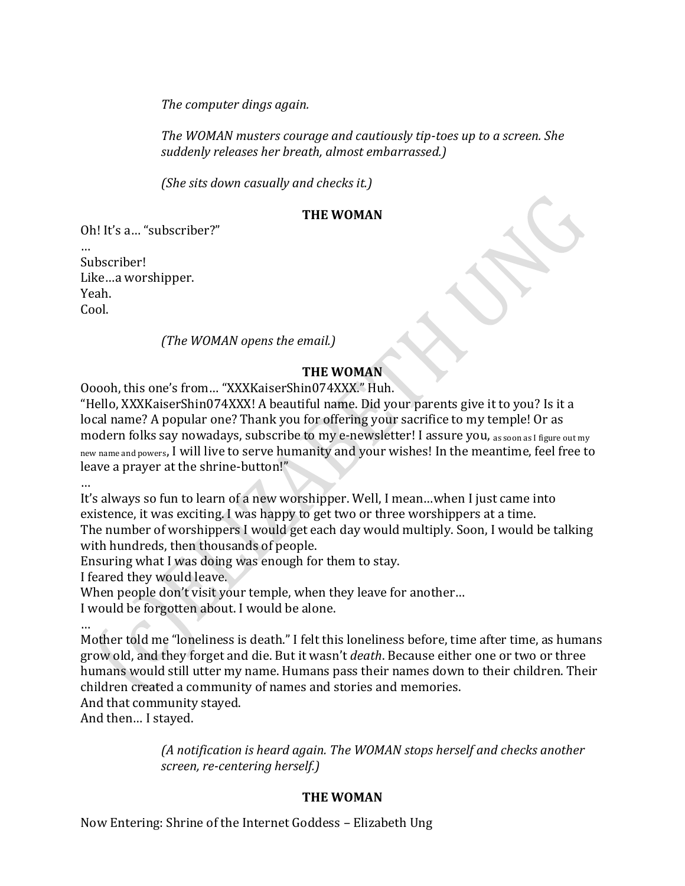*The computer dings again.*

*The WOMAN musters courage and cautiously tip-toes up to a screen. She suddenly releases her breath, almost embarrassed.)*

*(She sits down casually and checks it.)*

**THE WOMAN**

Oh! It's a… "subscriber?"
…
Subscriber!
Like…a worshipper.
Yeah.
Cool.

*(The WOMAN opens the email.)*

**THE WOMAN**

Ooooh, this one's from… "XXXKaiserShin074XXX." Huh.
"Hello, XXXKaiserShin074XXX! A beautiful name. Did your parents give it to you? Is it a local name? A popular one? Thank you for offering your sacrifice to my temple! Or as modern folks say nowadays, subscribe to my e-newsletter! I assure you, as soon as I figure out my new name and powers, I will live to serve humanity and your wishes! In the meantime, feel free to leave a prayer at the shrine-button!"
…
It's always so fun to learn of a new worshipper. Well, I mean…when I just came into existence, it was exciting. I was happy to get two or three worshippers at a time.
The number of worshippers I would get each day would multiply. Soon, I would be talking with hundreds, then thousands of people.
Ensuring what I was doing was enough for them to stay.
I feared they would leave.
When people don't visit your temple, when they leave for another…
I would be forgotten about. I would be alone.
…
Mother told me "loneliness is death." I felt this loneliness before, time after time, as humans grow old, and they forget and die. But it wasn't *death*. Because either one or two or three humans would still utter my name. Humans pass their names down to their children. Their children created a community of names and stories and memories.
And that community stayed.
And then… I stayed.

*(A notification is heard again. The WOMAN stops herself and checks another screen, re-centering herself.)*

**THE WOMAN**

Now Entering: Shrine of the Internet Goddess – Elizabeth Ung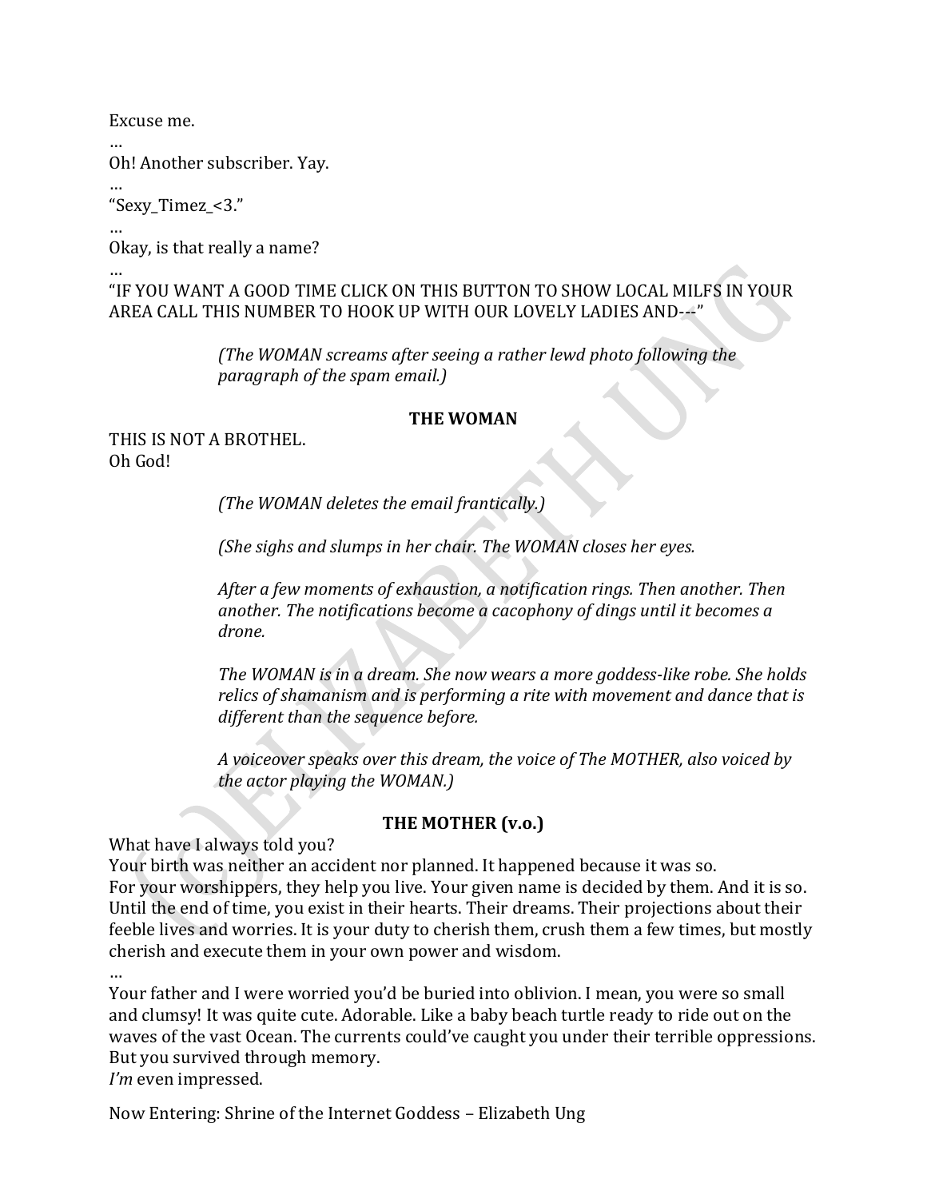Excuse me.

…

Oh! Another subscriber. Yay.

…

"Sexy_Timez_<3."

…

Okay, is that really a name?

…

"IF YOU WANT A GOOD TIME CLICK ON THIS BUTTON TO SHOW LOCAL MILFS IN YOUR AREA CALL THIS NUMBER TO HOOK UP WITH OUR LOVELY LADIES AND---"

> *(The WOMAN screams after seeing a rather lewd photo following the paragraph of the spam email.)*

**THE WOMAN**

THIS IS NOT A BROTHEL.
Oh God!

> *(The WOMAN deletes the email frantically.)*
>
> *(She sighs and slumps in her chair. The WOMAN closes her eyes.*
>
> *After a few moments of exhaustion, a notification rings. Then another. Then another. The notifications become a cacophony of dings until it becomes a drone.*
>
> *The WOMAN is in a dream. She now wears a more goddess-like robe. She holds relics of shamanism and is performing a rite with movement and dance that is different than the sequence before.*
>
> *A voiceover speaks over this dream, the voice of The MOTHER, also voiced by the actor playing the WOMAN.)*

**THE MOTHER (v.o.)**

What have I always told you?
Your birth was neither an accident nor planned. It happened because it was so.
For your worshippers, they help you live. Your given name is decided by them. And it is so.
Until the end of time, you exist in their hearts. Their dreams. Their projections about their feeble lives and worries. It is your duty to cherish them, crush them a few times, but mostly cherish and execute them in your own power and wisdom.

…

Your father and I were worried you'd be buried into oblivion. I mean, you were so small and clumsy! It was quite cute. Adorable. Like a baby beach turtle ready to ride out on the waves of the vast Ocean. The currents could've caught you under their terrible oppressions. But you survived through memory.
*I'm* even impressed.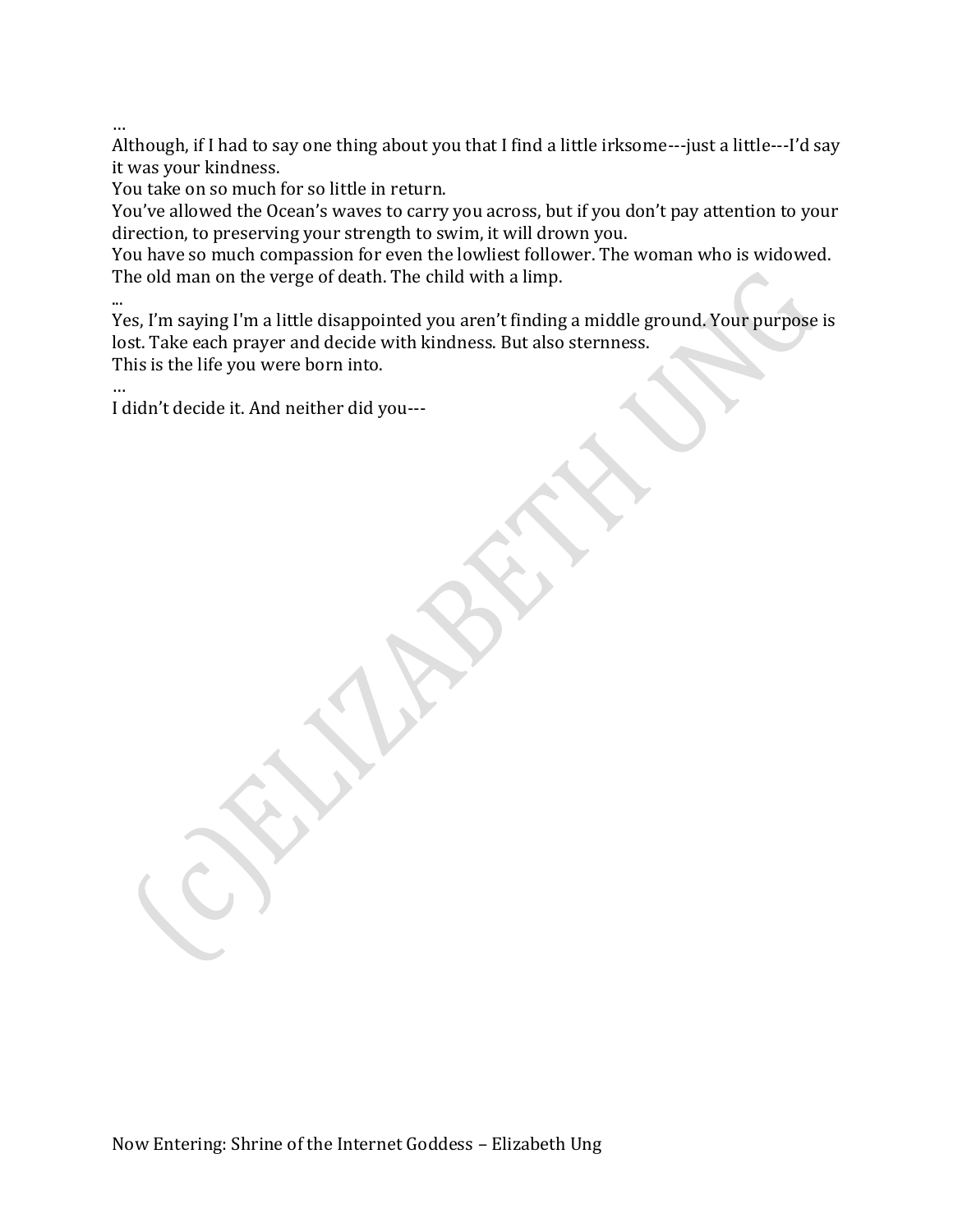…

Although, if I had to say one thing about you that I find a little irksome---just a little---I'd say it was your kindness.

You take on so much for so little in return.

You've allowed the Ocean's waves to carry you across, but if you don't pay attention to your direction, to preserving your strength to swim, it will drown you.

You have so much compassion for even the lowliest follower. The woman who is widowed. The old man on the verge of death. The child with a limp.

...

Yes, I'm saying I'm a little disappointed you aren't finding a middle ground. Your purpose is lost. Take each prayer and decide with kindness. But also sternness.

This is the life you were born into.

…

I didn't decide it. And neither did you---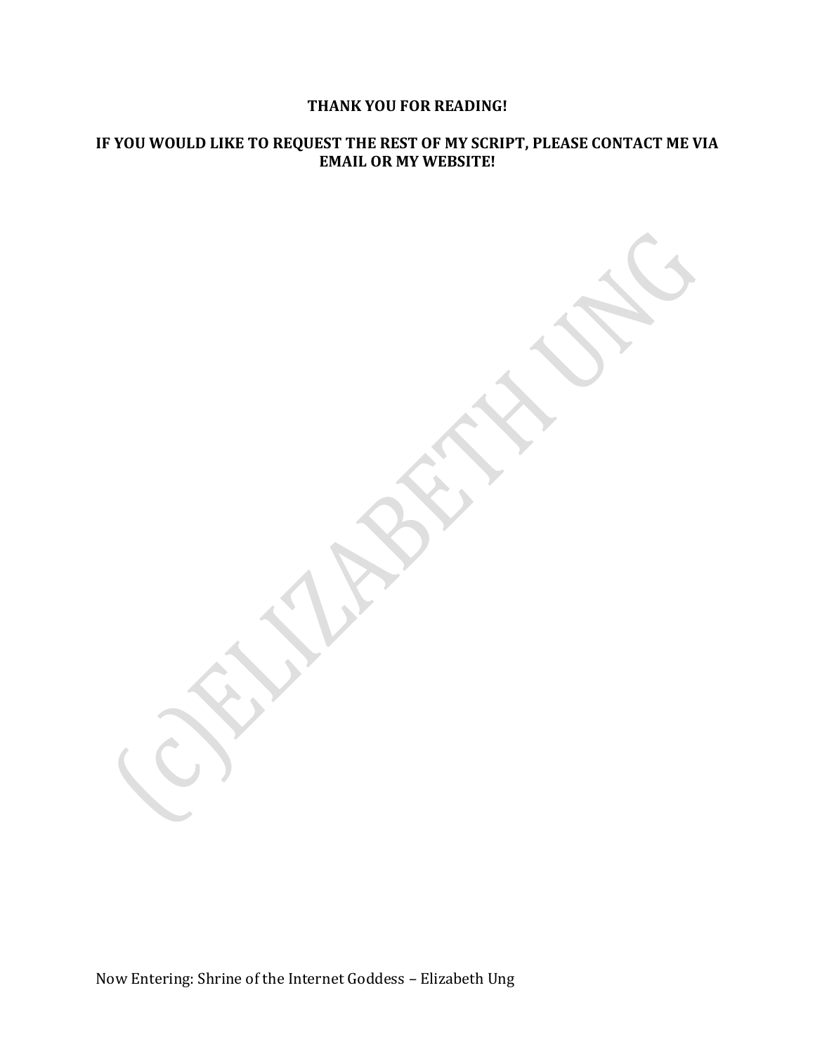**THANK YOU FOR READING!**

**IF YOU WOULD LIKE TO REQUEST THE REST OF MY SCRIPT, PLEASE CONTACT ME VIA EMAIL OR MY WEBSITE!**